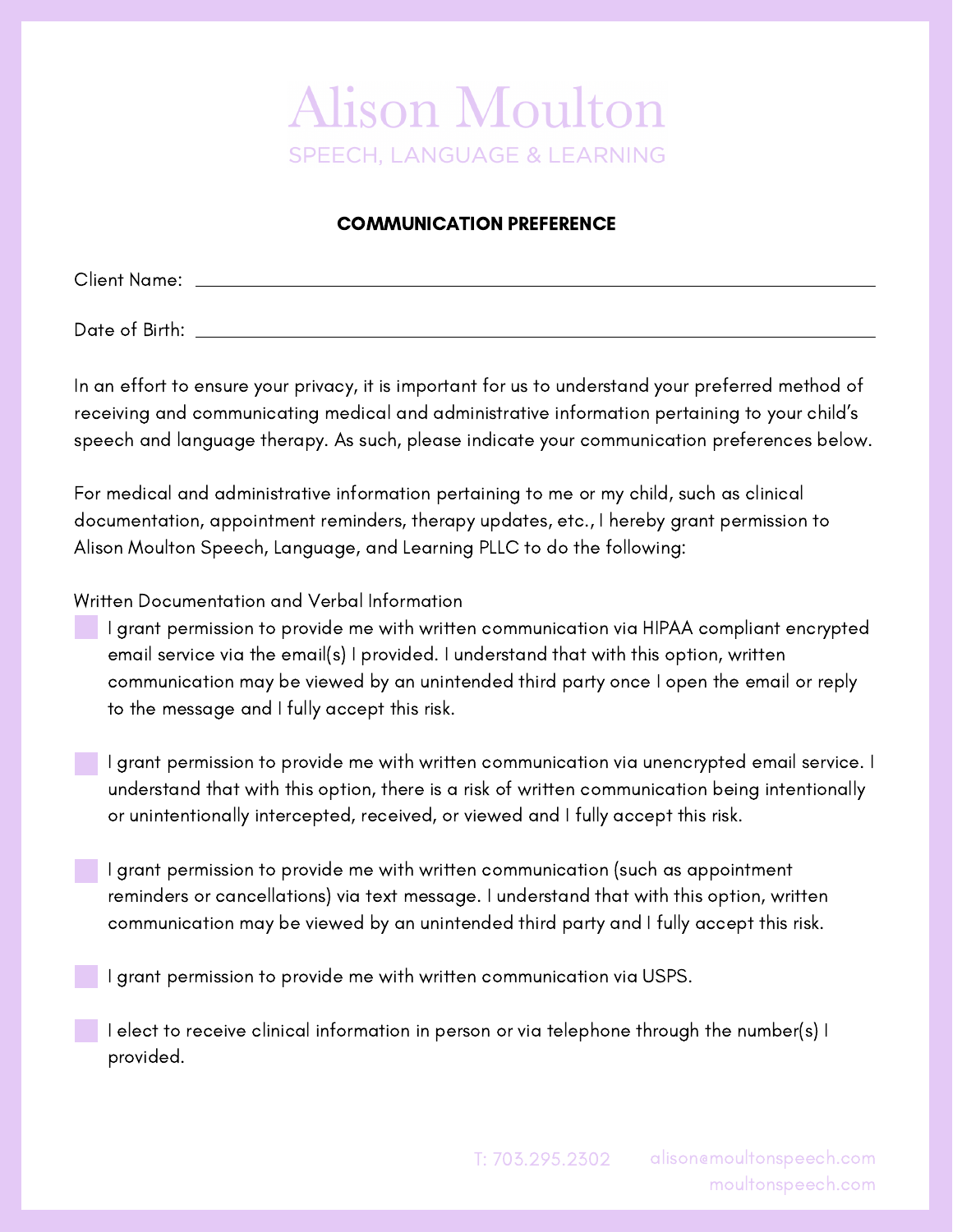# Alison Moulton

SPEECH, LANGUAGE & LEARNING

## COMMUNICATION PREFERENCE

Client Name: ______________________________________________

Date of Birth: ______________________________________________

In an effort to ensure your privacy, it is important for us to understand your preferred method of receiving and communicating medical and administrative information pertaining to your child's speech and language therapy. As such, please indicate your communication preferences below.

For medical and administrative information pertaining to me or my child, such as clinical documentation, appointment reminders, therapy updates, etc., I hereby grant permission to Alison Moulton Speech, Language, and Learning PLLC to do the following:

Written Documentation and Verbal Information

- ☐ I grant permission to provide me with written communication via HIPAA compliant encrypted email service via the email(s) I provided. I understand that with this option, written communication may be viewed by an unintended third party once I open the email or reply to the message and I fully accept this risk.

- ☐ I grant permission to provide me with written communication via unencrypted email service. I understand that with this option, there is a risk of written communication being intentionally or unintentionally intercepted, received, or viewed and I fully accept this risk.

- ☐ I grant permission to provide me with written communication (such as appointment reminders or cancellations) via text message. I understand that with this option, written communication may be viewed by an unintended third party and I fully accept this risk.

- ☐ I grant permission to provide me with written communication via USPS.

- ☐ I elect to receive clinical information in person or via telephone through the number(s) I provided.

T: 703.295.2302 alison@moultonspeech.com
moultonspeech.com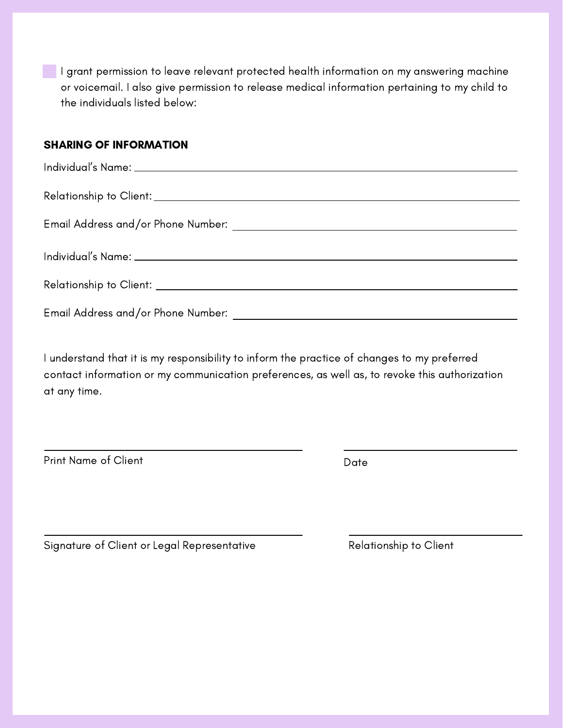- [ ] I grant permission to leave relevant protected health information on my answering machine or voicemail. I also give permission to release medical information pertaining to my child to the individuals listed below:

**SHARING OF INFORMATION**

Individual's Name: ______________________________________________

Relationship to Client: ______________________________________________

Email Address and/or Phone Number: ______________________________________________

Individual's Name: ______________________________________________

Relationship to Client: ______________________________________________

Email Address and/or Phone Number: ______________________________________________

I understand that it is my responsibility to inform the practice of changes to my preferred contact information or my communication preferences, as well as, to revoke this authorization at any time.

______________________________ ______________________________

Print Name of Client Date

______________________________ ______________________________

Signature of Client or Legal Representative Relationship to Client